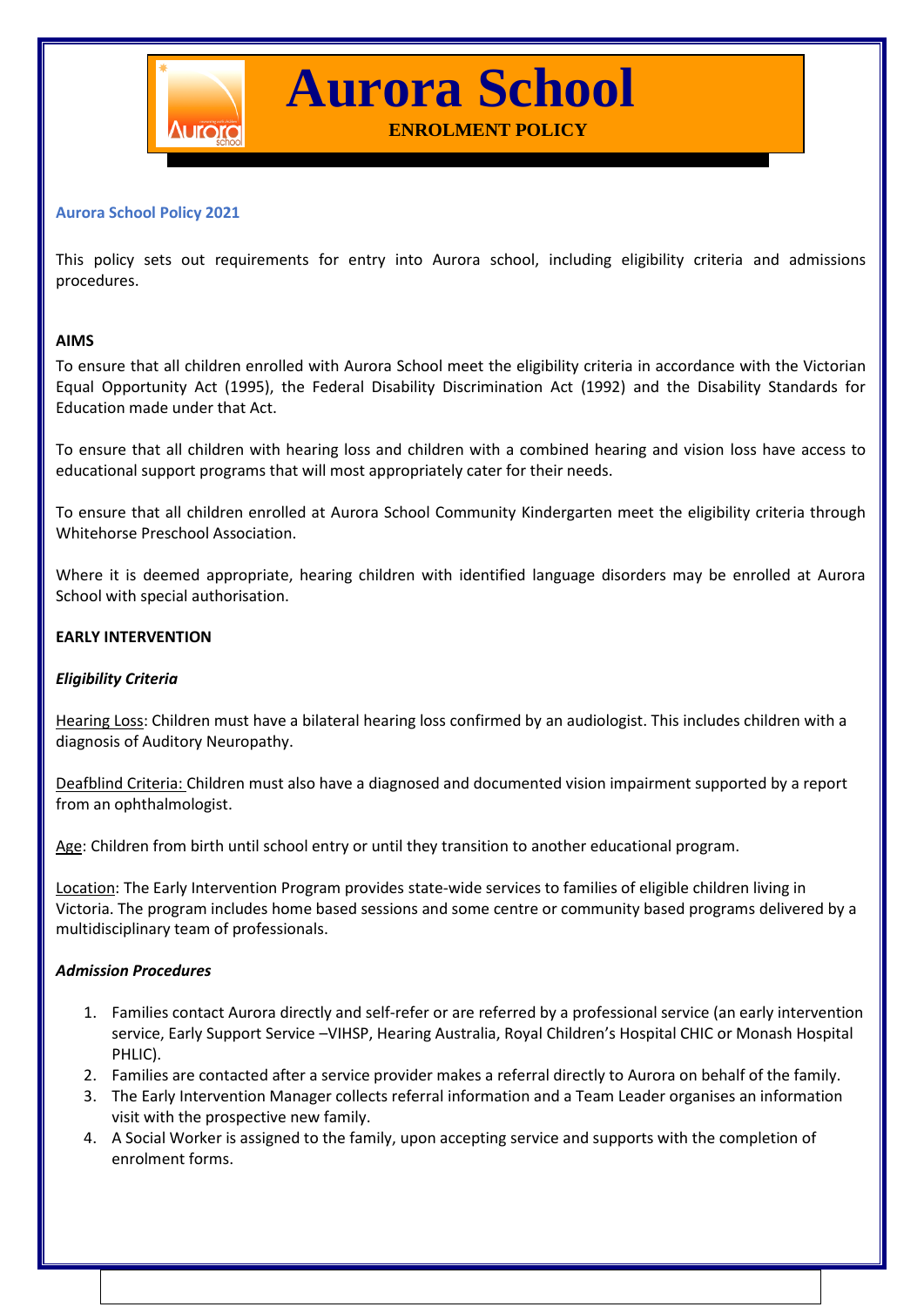# Aurora School

**ENROLMENT POLICY**

**Aurora School Policy 2021**

This policy sets out requirements for entry into Aurora school, including eligibility criteria and admissions procedures.

**AIMS**

To ensure that all children enrolled with Aurora School meet the eligibility criteria in accordance with the Victorian Equal Opportunity Act (1995), the Federal Disability Discrimination Act (1992) and the Disability Standards for Education made under that Act.

To ensure that all children with hearing loss and children with a combined hearing and vision loss have access to educational support programs that will most appropriately cater for their needs.

To ensure that all children enrolled at Aurora School Community Kindergarten meet the eligibility criteria through Whitehorse Preschool Association.

Where it is deemed appropriate, hearing children with identified language disorders may be enrolled at Aurora School with special authorisation.

**EARLY INTERVENTION**

***Eligibility Criteria***

Hearing Loss: Children must have a bilateral hearing loss confirmed by an audiologist. This includes children with a diagnosis of Auditory Neuropathy.

Deafblind Criteria: Children must also have a diagnosed and documented vision impairment supported by a report from an ophthalmologist.

Age: Children from birth until school entry or until they transition to another educational program.

Location: The Early Intervention Program provides state-wide services to families of eligible children living in Victoria. The program includes home based sessions and some centre or community based programs delivered by a multidisciplinary team of professionals.

***Admission Procedures***

1. Families contact Aurora directly and self-refer or are referred by a professional service (an early intervention service, Early Support Service –VIHSP, Hearing Australia, Royal Children's Hospital CHIC or Monash Hospital PHLIC).
2. Families are contacted after a service provider makes a referral directly to Aurora on behalf of the family.
3. The Early Intervention Manager collects referral information and a Team Leader organises an information visit with the prospective new family.
4. A Social Worker is assigned to the family, upon accepting service and supports with the completion of enrolment forms.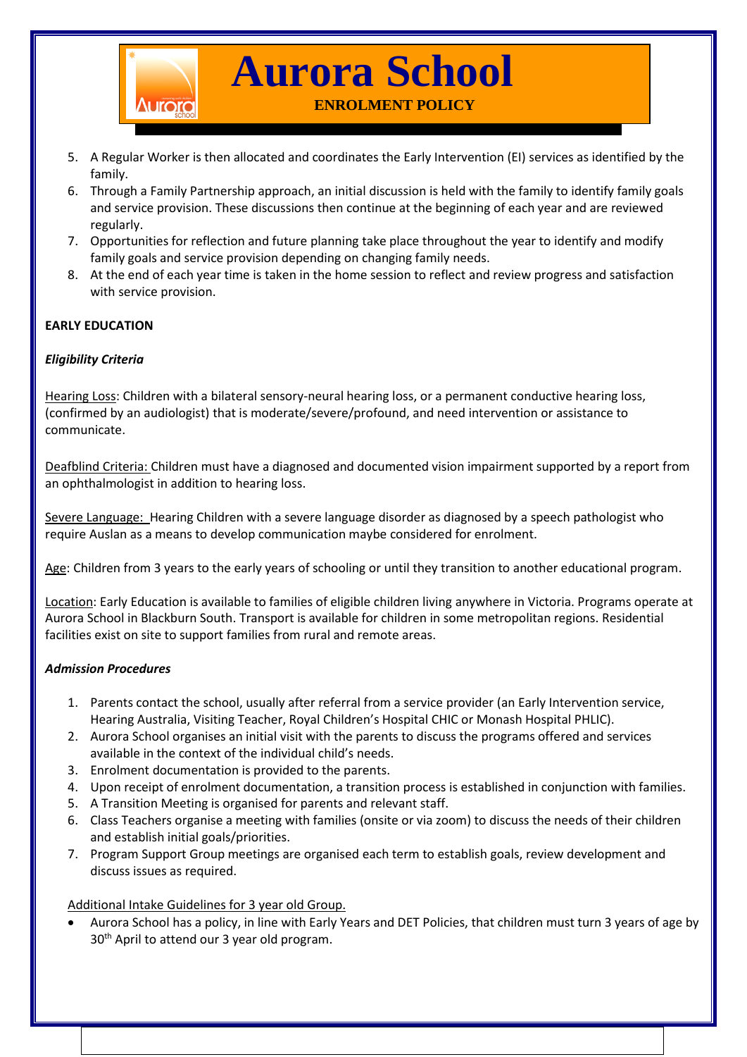5. A Regular Worker is then allocated and coordinates the Early Intervention (EI) services as identified by the family.
6. Through a Family Partnership approach, an initial discussion is held with the family to identify family goals and service provision. These discussions then continue at the beginning of each year and are reviewed regularly.
7. Opportunities for reflection and future planning take place throughout the year to identify and modify family goals and service provision depending on changing family needs.
8. At the end of each year time is taken in the home session to reflect and review progress and satisfaction with service provision.

**EARLY EDUCATION**

***Eligibility Criteria***

Hearing Loss: Children with a bilateral sensory-neural hearing loss, or a permanent conductive hearing loss, (confirmed by an audiologist) that is moderate/severe/profound, and need intervention or assistance to communicate.

Deafblind Criteria: Children must have a diagnosed and documented vision impairment supported by a report from an ophthalmologist in addition to hearing loss.

Severe Language: Hearing Children with a severe language disorder as diagnosed by a speech pathologist who require Auslan as a means to develop communication maybe considered for enrolment.

Age: Children from 3 years to the early years of schooling or until they transition to another educational program.

Location: Early Education is available to families of eligible children living anywhere in Victoria. Programs operate at Aurora School in Blackburn South. Transport is available for children in some metropolitan regions. Residential facilities exist on site to support families from rural and remote areas.

***Admission Procedures***

1. Parents contact the school, usually after referral from a service provider (an Early Intervention service, Hearing Australia, Visiting Teacher, Royal Children's Hospital CHIC or Monash Hospital PHLIC).
2. Aurora School organises an initial visit with the parents to discuss the programs offered and services available in the context of the individual child's needs.
3. Enrolment documentation is provided to the parents.
4. Upon receipt of enrolment documentation, a transition process is established in conjunction with families.
5. A Transition Meeting is organised for parents and relevant staff.
6. Class Teachers organise a meeting with families (onsite or via zoom) to discuss the needs of their children and establish initial goals/priorities.
7. Program Support Group meetings are organised each term to establish goals, review development and discuss issues as required.

Additional Intake Guidelines for 3 year old Group.

- Aurora School has a policy, in line with Early Years and DET Policies, that children must turn 3 years of age by 30th April to attend our 3 year old program.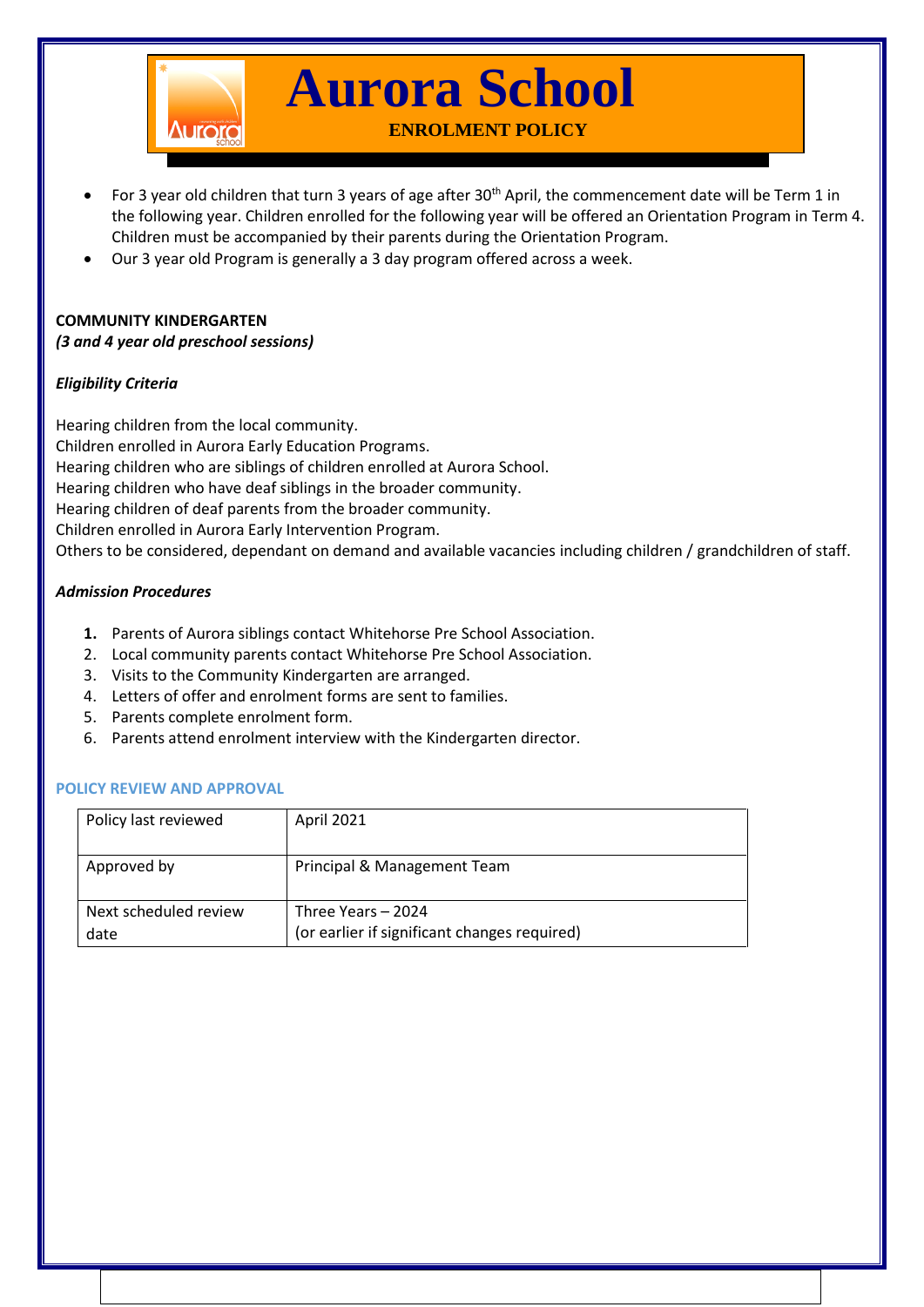- For 3 year old children that turn 3 years of age after 30th April, the commencement date will be Term 1 in the following year. Children enrolled for the following year will be offered an Orientation Program in Term 4. Children must be accompanied by their parents during the Orientation Program.
- Our 3 year old Program is generally a 3 day program offered across a week.

**COMMUNITY KINDERGARTEN**
***(3 and 4 year old preschool sessions)***

***Eligibility Criteria***

Hearing children from the local community.
Children enrolled in Aurora Early Education Programs.
Hearing children who are siblings of children enrolled at Aurora School.
Hearing children who have deaf siblings in the broader community.
Hearing children of deaf parents from the broader community.
Children enrolled in Aurora Early Intervention Program.
Others to be considered, dependant on demand and available vacancies including children / grandchildren of staff.

***Admission Procedures***

1. Parents of Aurora siblings contact Whitehorse Pre School Association.
2. Local community parents contact Whitehorse Pre School Association.
3. Visits to the Community Kindergarten are arranged.
4. Letters of offer and enrolment forms are sent to families.
5. Parents complete enrolment form.
6. Parents attend enrolment interview with the Kindergarten director.

## POLICY REVIEW AND APPROVAL

| | |
|---|---|
| Policy last reviewed | April 2021 |
| Approved by | Principal & Management Team |
| Next scheduled review date | Three Years – 2024<br>(or earlier if significant changes required) |